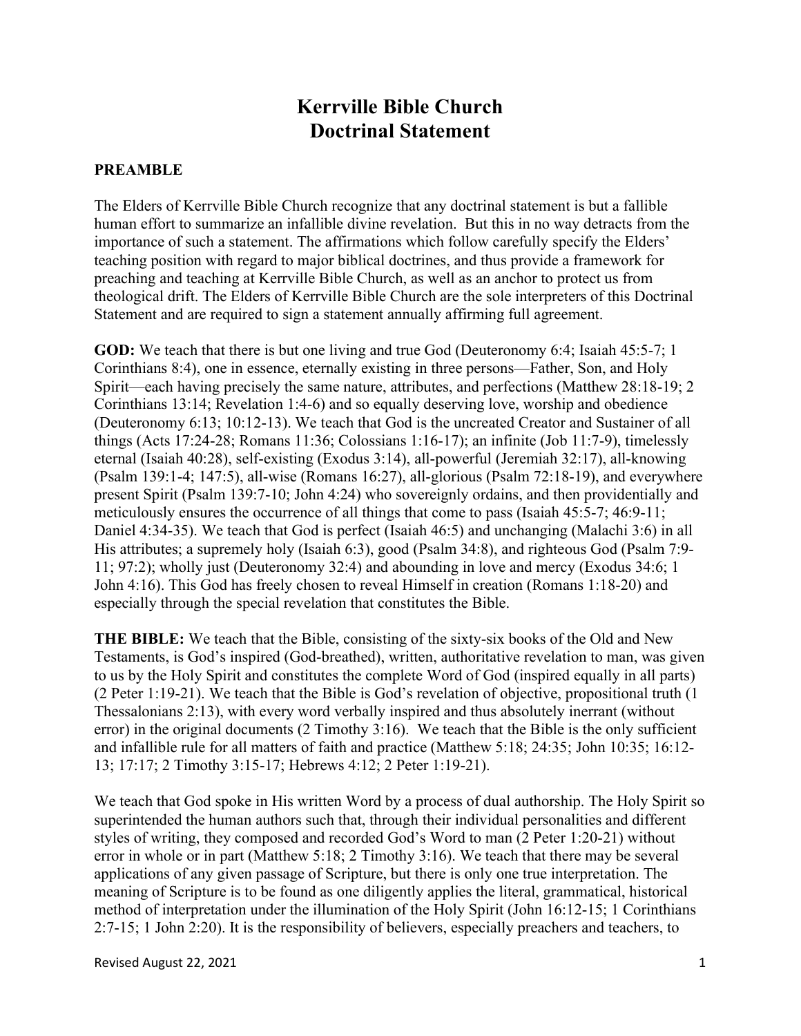# Kerrville Bible Church
# Doctrinal Statement

**PREAMBLE**

The Elders of Kerrville Bible Church recognize that any doctrinal statement is but a fallible human effort to summarize an infallible divine revelation. But this in no way detracts from the importance of such a statement. The affirmations which follow carefully specify the Elders' teaching position with regard to major biblical doctrines, and thus provide a framework for preaching and teaching at Kerrville Bible Church, as well as an anchor to protect us from theological drift. The Elders of Kerrville Bible Church are the sole interpreters of this Doctrinal Statement and are required to sign a statement annually affirming full agreement.

**GOD:** We teach that there is but one living and true God (Deuteronomy 6:4; Isaiah 45:5-7; 1 Corinthians 8:4), one in essence, eternally existing in three persons—Father, Son, and Holy Spirit—each having precisely the same nature, attributes, and perfections (Matthew 28:18-19; 2 Corinthians 13:14; Revelation 1:4-6) and so equally deserving love, worship and obedience (Deuteronomy 6:13; 10:12-13). We teach that God is the uncreated Creator and Sustainer of all things (Acts 17:24-28; Romans 11:36; Colossians 1:16-17); an infinite (Job 11:7-9), timelessly eternal (Isaiah 40:28), self-existing (Exodus 3:14), all-powerful (Jeremiah 32:17), all-knowing (Psalm 139:1-4; 147:5), all-wise (Romans 16:27), all-glorious (Psalm 72:18-19), and everywhere present Spirit (Psalm 139:7-10; John 4:24) who sovereignly ordains, and then providentially and meticulously ensures the occurrence of all things that come to pass (Isaiah 45:5-7; 46:9-11; Daniel 4:34-35). We teach that God is perfect (Isaiah 46:5) and unchanging (Malachi 3:6) in all His attributes; a supremely holy (Isaiah 6:3), good (Psalm 34:8), and righteous God (Psalm 7:9-11; 97:2); wholly just (Deuteronomy 32:4) and abounding in love and mercy (Exodus 34:6; 1 John 4:16). This God has freely chosen to reveal Himself in creation (Romans 1:18-20) and especially through the special revelation that constitutes the Bible.

**THE BIBLE:** We teach that the Bible, consisting of the sixty-six books of the Old and New Testaments, is God's inspired (God-breathed), written, authoritative revelation to man, was given to us by the Holy Spirit and constitutes the complete Word of God (inspired equally in all parts) (2 Peter 1:19-21). We teach that the Bible is God's revelation of objective, propositional truth (1 Thessalonians 2:13), with every word verbally inspired and thus absolutely inerrant (without error) in the original documents (2 Timothy 3:16). We teach that the Bible is the only sufficient and infallible rule for all matters of faith and practice (Matthew 5:18; 24:35; John 10:35; 16:12-13; 17:17; 2 Timothy 3:15-17; Hebrews 4:12; 2 Peter 1:19-21).

We teach that God spoke in His written Word by a process of dual authorship. The Holy Spirit so superintended the human authors such that, through their individual personalities and different styles of writing, they composed and recorded God's Word to man (2 Peter 1:20-21) without error in whole or in part (Matthew 5:18; 2 Timothy 3:16). We teach that there may be several applications of any given passage of Scripture, but there is only one true interpretation. The meaning of Scripture is to be found as one diligently applies the literal, grammatical, historical method of interpretation under the illumination of the Holy Spirit (John 16:12-15; 1 Corinthians 2:7-15; 1 John 2:20). It is the responsibility of believers, especially preachers and teachers, to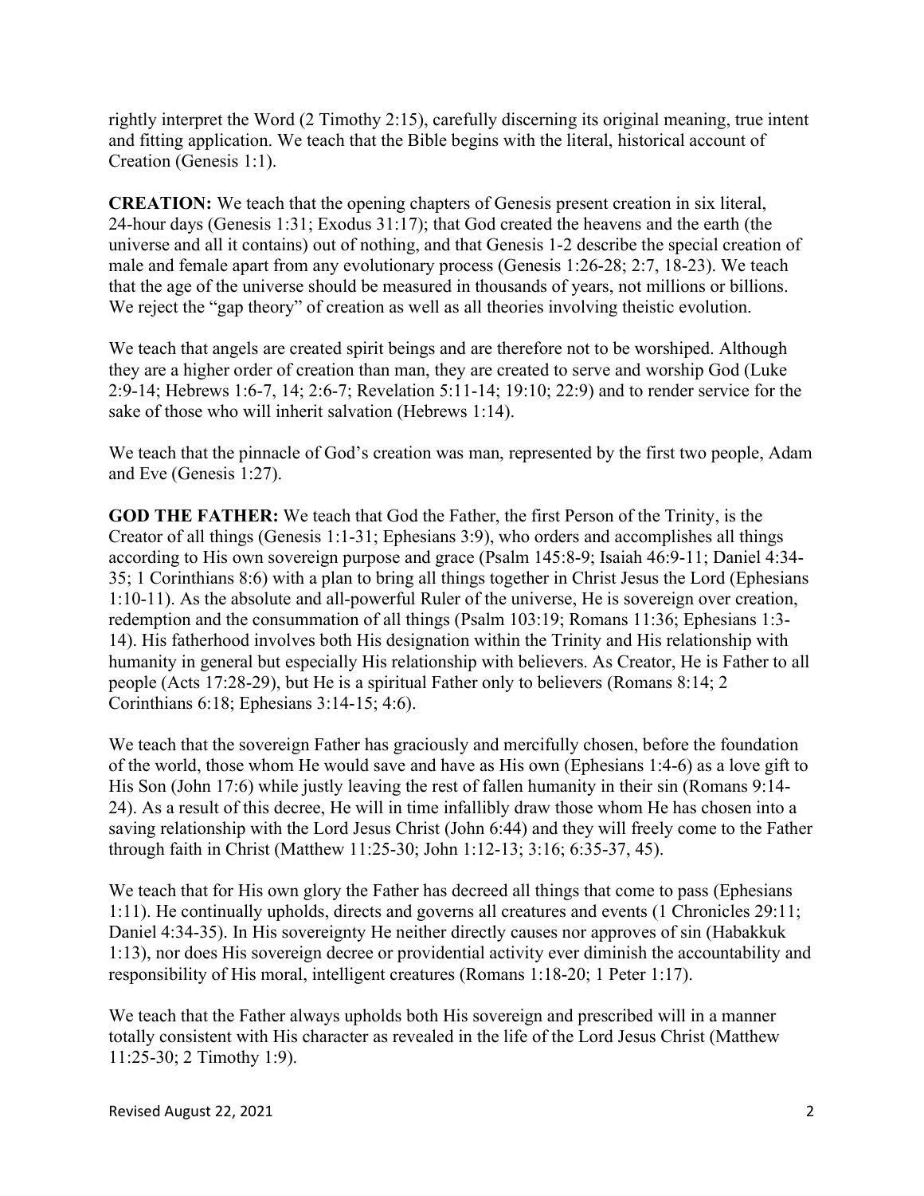rightly interpret the Word (2 Timothy 2:15), carefully discerning its original meaning, true intent and fitting application. We teach that the Bible begins with the literal, historical account of Creation (Genesis 1:1).

**CREATION:** We teach that the opening chapters of Genesis present creation in six literal, 24-hour days (Genesis 1:31; Exodus 31:17); that God created the heavens and the earth (the universe and all it contains) out of nothing, and that Genesis 1-2 describe the special creation of male and female apart from any evolutionary process (Genesis 1:26-28; 2:7, 18-23). We teach that the age of the universe should be measured in thousands of years, not millions or billions. We reject the "gap theory" of creation as well as all theories involving theistic evolution.

We teach that angels are created spirit beings and are therefore not to be worshiped. Although they are a higher order of creation than man, they are created to serve and worship God (Luke 2:9-14; Hebrews 1:6-7, 14; 2:6-7; Revelation 5:11-14; 19:10; 22:9) and to render service for the sake of those who will inherit salvation (Hebrews 1:14).

We teach that the pinnacle of God's creation was man, represented by the first two people, Adam and Eve (Genesis 1:27).

**GOD THE FATHER:** We teach that God the Father, the first Person of the Trinity, is the Creator of all things (Genesis 1:1-31; Ephesians 3:9), who orders and accomplishes all things according to His own sovereign purpose and grace (Psalm 145:8-9; Isaiah 46:9-11; Daniel 4:34-35; 1 Corinthians 8:6) with a plan to bring all things together in Christ Jesus the Lord (Ephesians 1:10-11). As the absolute and all-powerful Ruler of the universe, He is sovereign over creation, redemption and the consummation of all things (Psalm 103:19; Romans 11:36; Ephesians 1:3-14). His fatherhood involves both His designation within the Trinity and His relationship with humanity in general but especially His relationship with believers. As Creator, He is Father to all people (Acts 17:28-29), but He is a spiritual Father only to believers (Romans 8:14; 2 Corinthians 6:18; Ephesians 3:14-15; 4:6).

We teach that the sovereign Father has graciously and mercifully chosen, before the foundation of the world, those whom He would save and have as His own (Ephesians 1:4-6) as a love gift to His Son (John 17:6) while justly leaving the rest of fallen humanity in their sin (Romans 9:14-24). As a result of this decree, He will in time infallibly draw those whom He has chosen into a saving relationship with the Lord Jesus Christ (John 6:44) and they will freely come to the Father through faith in Christ (Matthew 11:25-30; John 1:12-13; 3:16; 6:35-37, 45).

We teach that for His own glory the Father has decreed all things that come to pass (Ephesians 1:11). He continually upholds, directs and governs all creatures and events (1 Chronicles 29:11; Daniel 4:34-35). In His sovereignty He neither directly causes nor approves of sin (Habakkuk 1:13), nor does His sovereign decree or providential activity ever diminish the accountability and responsibility of His moral, intelligent creatures (Romans 1:18-20; 1 Peter 1:17).

We teach that the Father always upholds both His sovereign and prescribed will in a manner totally consistent with His character as revealed in the life of the Lord Jesus Christ (Matthew 11:25-30; 2 Timothy 1:9).

Revised August 22, 2021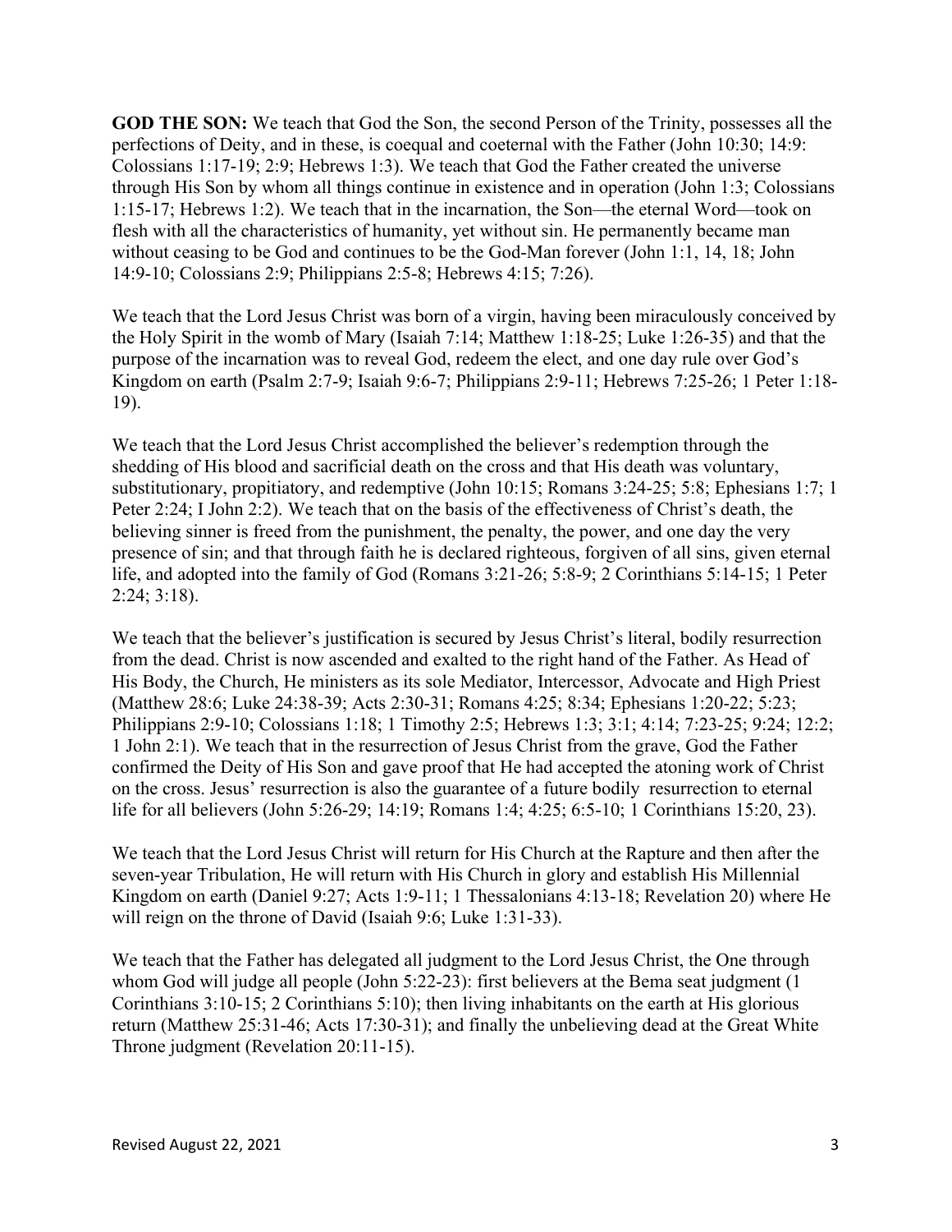**GOD THE SON:** We teach that God the Son, the second Person of the Trinity, possesses all the perfections of Deity, and in these, is coequal and coeternal with the Father (John 10:30; 14:9: Colossians 1:17-19; 2:9; Hebrews 1:3). We teach that God the Father created the universe through His Son by whom all things continue in existence and in operation (John 1:3; Colossians 1:15-17; Hebrews 1:2). We teach that in the incarnation, the Son—the eternal Word—took on flesh with all the characteristics of humanity, yet without sin. He permanently became man without ceasing to be God and continues to be the God-Man forever (John 1:1, 14, 18; John 14:9-10; Colossians 2:9; Philippians 2:5-8; Hebrews 4:15; 7:26).

We teach that the Lord Jesus Christ was born of a virgin, having been miraculously conceived by the Holy Spirit in the womb of Mary (Isaiah 7:14; Matthew 1:18-25; Luke 1:26-35) and that the purpose of the incarnation was to reveal God, redeem the elect, and one day rule over God's Kingdom on earth (Psalm 2:7-9; Isaiah 9:6-7; Philippians 2:9-11; Hebrews 7:25-26; 1 Peter 1:18-19).

We teach that the Lord Jesus Christ accomplished the believer's redemption through the shedding of His blood and sacrificial death on the cross and that His death was voluntary, substitutionary, propitiatory, and redemptive (John 10:15; Romans 3:24-25; 5:8; Ephesians 1:7; 1 Peter 2:24; I John 2:2). We teach that on the basis of the effectiveness of Christ's death, the believing sinner is freed from the punishment, the penalty, the power, and one day the very presence of sin; and that through faith he is declared righteous, forgiven of all sins, given eternal life, and adopted into the family of God (Romans 3:21-26; 5:8-9; 2 Corinthians 5:14-15; 1 Peter 2:24; 3:18).

We teach that the believer's justification is secured by Jesus Christ's literal, bodily resurrection from the dead. Christ is now ascended and exalted to the right hand of the Father. As Head of His Body, the Church, He ministers as its sole Mediator, Intercessor, Advocate and High Priest (Matthew 28:6; Luke 24:38-39; Acts 2:30-31; Romans 4:25; 8:34; Ephesians 1:20-22; 5:23; Philippians 2:9-10; Colossians 1:18; 1 Timothy 2:5; Hebrews 1:3; 3:1; 4:14; 7:23-25; 9:24; 12:2; 1 John 2:1). We teach that in the resurrection of Jesus Christ from the grave, God the Father confirmed the Deity of His Son and gave proof that He had accepted the atoning work of Christ on the cross. Jesus' resurrection is also the guarantee of a future bodily resurrection to eternal life for all believers (John 5:26-29; 14:19; Romans 1:4; 4:25; 6:5-10; 1 Corinthians 15:20, 23).

We teach that the Lord Jesus Christ will return for His Church at the Rapture and then after the seven-year Tribulation, He will return with His Church in glory and establish His Millennial Kingdom on earth (Daniel 9:27; Acts 1:9-11; 1 Thessalonians 4:13-18; Revelation 20) where He will reign on the throne of David (Isaiah 9:6; Luke 1:31-33).

We teach that the Father has delegated all judgment to the Lord Jesus Christ, the One through whom God will judge all people (John 5:22-23): first believers at the Bema seat judgment (1 Corinthians 3:10-15; 2 Corinthians 5:10); then living inhabitants on the earth at His glorious return (Matthew 25:31-46; Acts 17:30-31); and finally the unbelieving dead at the Great White Throne judgment (Revelation 20:11-15).

Revised August 22, 2021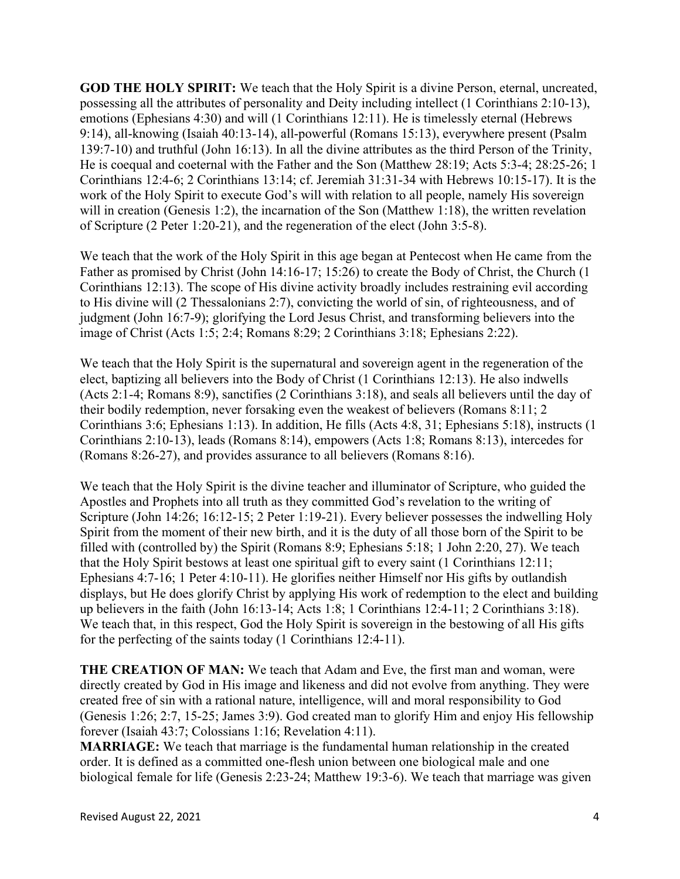**GOD THE HOLY SPIRIT:** We teach that the Holy Spirit is a divine Person, eternal, uncreated, possessing all the attributes of personality and Deity including intellect (1 Corinthians 2:10-13), emotions (Ephesians 4:30) and will (1 Corinthians 12:11). He is timelessly eternal (Hebrews 9:14), all-knowing (Isaiah 40:13-14), all-powerful (Romans 15:13), everywhere present (Psalm 139:7-10) and truthful (John 16:13). In all the divine attributes as the third Person of the Trinity, He is coequal and coeternal with the Father and the Son (Matthew 28:19; Acts 5:3-4; 28:25-26; 1 Corinthians 12:4-6; 2 Corinthians 13:14; cf. Jeremiah 31:31-34 with Hebrews 10:15-17). It is the work of the Holy Spirit to execute God's will with relation to all people, namely His sovereign will in creation (Genesis 1:2), the incarnation of the Son (Matthew 1:18), the written revelation of Scripture (2 Peter 1:20-21), and the regeneration of the elect (John 3:5-8).

We teach that the work of the Holy Spirit in this age began at Pentecost when He came from the Father as promised by Christ (John 14:16-17; 15:26) to create the Body of Christ, the Church (1 Corinthians 12:13). The scope of His divine activity broadly includes restraining evil according to His divine will (2 Thessalonians 2:7), convicting the world of sin, of righteousness, and of judgment (John 16:7-9); glorifying the Lord Jesus Christ, and transforming believers into the image of Christ (Acts 1:5; 2:4; Romans 8:29; 2 Corinthians 3:18; Ephesians 2:22).

We teach that the Holy Spirit is the supernatural and sovereign agent in the regeneration of the elect, baptizing all believers into the Body of Christ (1 Corinthians 12:13). He also indwells (Acts 2:1-4; Romans 8:9), sanctifies (2 Corinthians 3:18), and seals all believers until the day of their bodily redemption, never forsaking even the weakest of believers (Romans 8:11; 2 Corinthians 3:6; Ephesians 1:13). In addition, He fills (Acts 4:8, 31; Ephesians 5:18), instructs (1 Corinthians 2:10-13), leads (Romans 8:14), empowers (Acts 1:8; Romans 8:13), intercedes for (Romans 8:26-27), and provides assurance to all believers (Romans 8:16).

We teach that the Holy Spirit is the divine teacher and illuminator of Scripture, who guided the Apostles and Prophets into all truth as they committed God's revelation to the writing of Scripture (John 14:26; 16:12-15; 2 Peter 1:19-21). Every believer possesses the indwelling Holy Spirit from the moment of their new birth, and it is the duty of all those born of the Spirit to be filled with (controlled by) the Spirit (Romans 8:9; Ephesians 5:18; 1 John 2:20, 27). We teach that the Holy Spirit bestows at least one spiritual gift to every saint (1 Corinthians 12:11; Ephesians 4:7-16; 1 Peter 4:10-11). He glorifies neither Himself nor His gifts by outlandish displays, but He does glorify Christ by applying His work of redemption to the elect and building up believers in the faith (John 16:13-14; Acts 1:8; 1 Corinthians 12:4-11; 2 Corinthians 3:18). We teach that, in this respect, God the Holy Spirit is sovereign in the bestowing of all His gifts for the perfecting of the saints today (1 Corinthians 12:4-11).

**THE CREATION OF MAN:** We teach that Adam and Eve, the first man and woman, were directly created by God in His image and likeness and did not evolve from anything. They were created free of sin with a rational nature, intelligence, will and moral responsibility to God (Genesis 1:26; 2:7, 15-25; James 3:9). God created man to glorify Him and enjoy His fellowship forever (Isaiah 43:7; Colossians 1:16; Revelation 4:11).

**MARRIAGE:** We teach that marriage is the fundamental human relationship in the created order. It is defined as a committed one-flesh union between one biological male and one biological female for life (Genesis 2:23-24; Matthew 19:3-6). We teach that marriage was given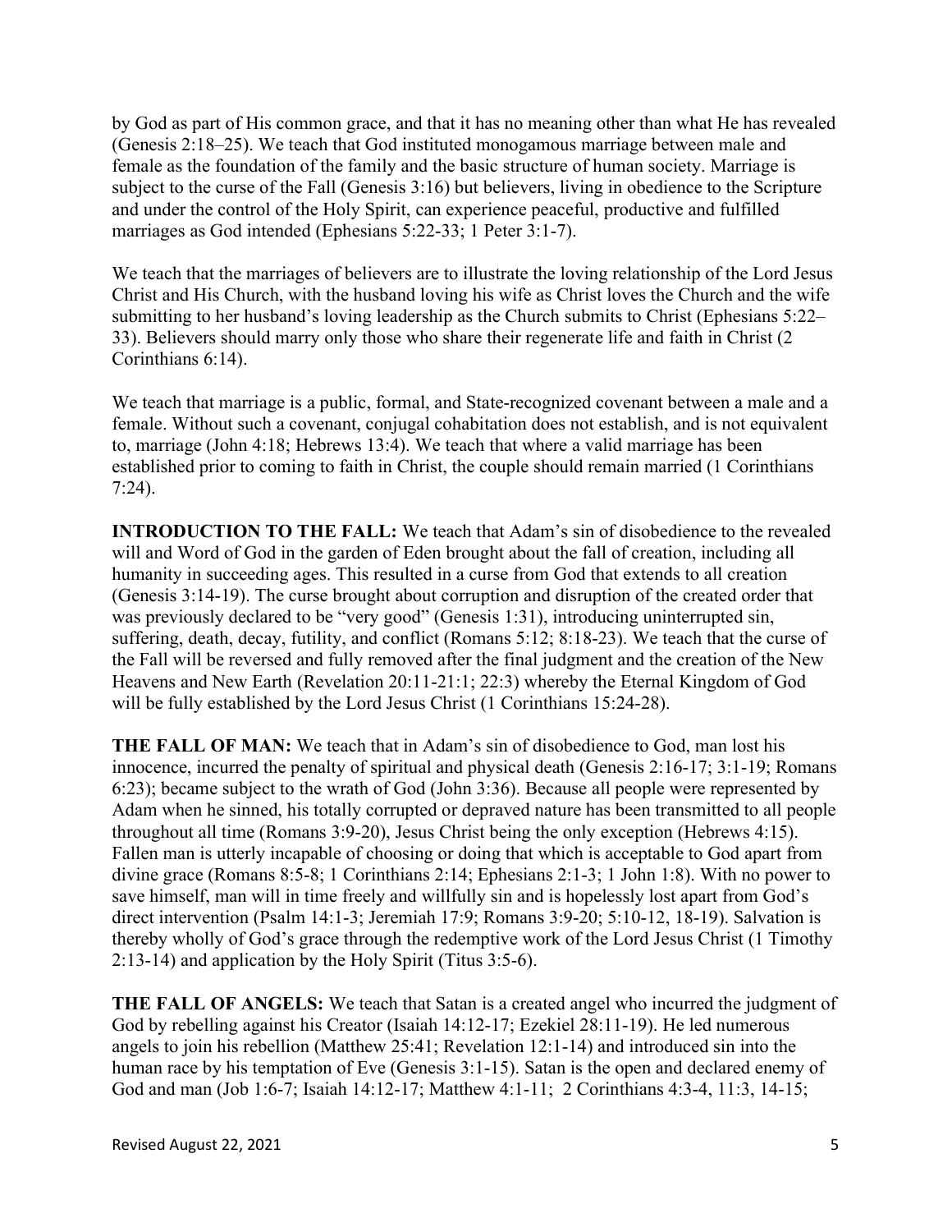by God as part of His common grace, and that it has no meaning other than what He has revealed (Genesis 2:18–25). We teach that God instituted monogamous marriage between male and female as the foundation of the family and the basic structure of human society. Marriage is subject to the curse of the Fall (Genesis 3:16) but believers, living in obedience to the Scripture and under the control of the Holy Spirit, can experience peaceful, productive and fulfilled marriages as God intended (Ephesians 5:22-33; 1 Peter 3:1-7).

We teach that the marriages of believers are to illustrate the loving relationship of the Lord Jesus Christ and His Church, with the husband loving his wife as Christ loves the Church and the wife submitting to her husband's loving leadership as the Church submits to Christ (Ephesians 5:22–33). Believers should marry only those who share their regenerate life and faith in Christ (2 Corinthians 6:14).

We teach that marriage is a public, formal, and State-recognized covenant between a male and a female. Without such a covenant, conjugal cohabitation does not establish, and is not equivalent to, marriage (John 4:18; Hebrews 13:4). We teach that where a valid marriage has been established prior to coming to faith in Christ, the couple should remain married (1 Corinthians 7:24).

**INTRODUCTION TO THE FALL:** We teach that Adam's sin of disobedience to the revealed will and Word of God in the garden of Eden brought about the fall of creation, including all humanity in succeeding ages. This resulted in a curse from God that extends to all creation (Genesis 3:14-19). The curse brought about corruption and disruption of the created order that was previously declared to be "very good" (Genesis 1:31), introducing uninterrupted sin, suffering, death, decay, futility, and conflict (Romans 5:12; 8:18-23). We teach that the curse of the Fall will be reversed and fully removed after the final judgment and the creation of the New Heavens and New Earth (Revelation 20:11-21:1; 22:3) whereby the Eternal Kingdom of God will be fully established by the Lord Jesus Christ (1 Corinthians 15:24-28).

**THE FALL OF MAN:** We teach that in Adam's sin of disobedience to God, man lost his innocence, incurred the penalty of spiritual and physical death (Genesis 2:16-17; 3:1-19; Romans 6:23); became subject to the wrath of God (John 3:36). Because all people were represented by Adam when he sinned, his totally corrupted or depraved nature has been transmitted to all people throughout all time (Romans 3:9-20), Jesus Christ being the only exception (Hebrews 4:15). Fallen man is utterly incapable of choosing or doing that which is acceptable to God apart from divine grace (Romans 8:5-8; 1 Corinthians 2:14; Ephesians 2:1-3; 1 John 1:8). With no power to save himself, man will in time freely and willfully sin and is hopelessly lost apart from God's direct intervention (Psalm 14:1-3; Jeremiah 17:9; Romans 3:9-20; 5:10-12, 18-19). Salvation is thereby wholly of God's grace through the redemptive work of the Lord Jesus Christ (1 Timothy 2:13-14) and application by the Holy Spirit (Titus 3:5-6).

**THE FALL OF ANGELS:** We teach that Satan is a created angel who incurred the judgment of God by rebelling against his Creator (Isaiah 14:12-17; Ezekiel 28:11-19). He led numerous angels to join his rebellion (Matthew 25:41; Revelation 12:1-14) and introduced sin into the human race by his temptation of Eve (Genesis 3:1-15). Satan is the open and declared enemy of God and man (Job 1:6-7; Isaiah 14:12-17; Matthew 4:1-11; 2 Corinthians 4:3-4, 11:3, 14-15;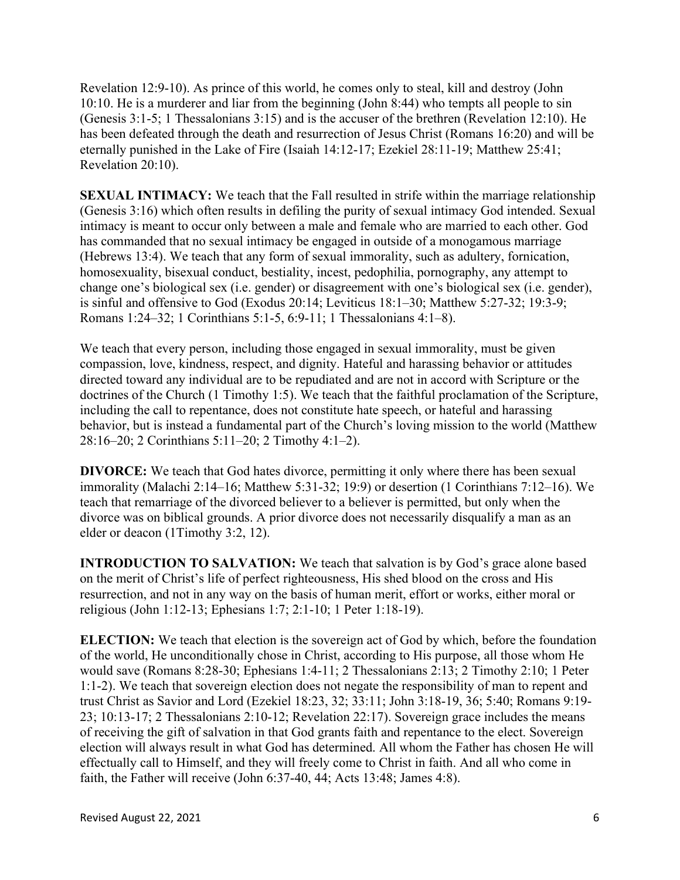Revelation 12:9-10). As prince of this world, he comes only to steal, kill and destroy (John 10:10. He is a murderer and liar from the beginning (John 8:44) who tempts all people to sin (Genesis 3:1-5; 1 Thessalonians 3:15) and is the accuser of the brethren (Revelation 12:10). He has been defeated through the death and resurrection of Jesus Christ (Romans 16:20) and will be eternally punished in the Lake of Fire (Isaiah 14:12-17; Ezekiel 28:11-19; Matthew 25:41; Revelation 20:10).

**SEXUAL INTIMACY:** We teach that the Fall resulted in strife within the marriage relationship (Genesis 3:16) which often results in defiling the purity of sexual intimacy God intended. Sexual intimacy is meant to occur only between a male and female who are married to each other. God has commanded that no sexual intimacy be engaged in outside of a monogamous marriage (Hebrews 13:4). We teach that any form of sexual immorality, such as adultery, fornication, homosexuality, bisexual conduct, bestiality, incest, pedophilia, pornography, any attempt to change one's biological sex (i.e. gender) or disagreement with one's biological sex (i.e. gender), is sinful and offensive to God (Exodus 20:14; Leviticus 18:1–30; Matthew 5:27-32; 19:3-9; Romans 1:24–32; 1 Corinthians 5:1-5, 6:9-11; 1 Thessalonians 4:1–8).

We teach that every person, including those engaged in sexual immorality, must be given compassion, love, kindness, respect, and dignity. Hateful and harassing behavior or attitudes directed toward any individual are to be repudiated and are not in accord with Scripture or the doctrines of the Church (1 Timothy 1:5). We teach that the faithful proclamation of the Scripture, including the call to repentance, does not constitute hate speech, or hateful and harassing behavior, but is instead a fundamental part of the Church's loving mission to the world (Matthew 28:16–20; 2 Corinthians 5:11–20; 2 Timothy 4:1–2).

**DIVORCE:** We teach that God hates divorce, permitting it only where there has been sexual immorality (Malachi 2:14–16; Matthew 5:31-32; 19:9) or desertion (1 Corinthians 7:12–16). We teach that remarriage of the divorced believer to a believer is permitted, but only when the divorce was on biblical grounds. A prior divorce does not necessarily disqualify a man as an elder or deacon (1Timothy 3:2, 12).

**INTRODUCTION TO SALVATION:** We teach that salvation is by God's grace alone based on the merit of Christ's life of perfect righteousness, His shed blood on the cross and His resurrection, and not in any way on the basis of human merit, effort or works, either moral or religious (John 1:12-13; Ephesians 1:7; 2:1-10; 1 Peter 1:18-19).

**ELECTION:** We teach that election is the sovereign act of God by which, before the foundation of the world, He unconditionally chose in Christ, according to His purpose, all those whom He would save (Romans 8:28-30; Ephesians 1:4-11; 2 Thessalonians 2:13; 2 Timothy 2:10; 1 Peter 1:1-2). We teach that sovereign election does not negate the responsibility of man to repent and trust Christ as Savior and Lord (Ezekiel 18:23, 32; 33:11; John 3:18-19, 36; 5:40; Romans 9:19-23; 10:13-17; 2 Thessalonians 2:10-12; Revelation 22:17). Sovereign grace includes the means of receiving the gift of salvation in that God grants faith and repentance to the elect. Sovereign election will always result in what God has determined. All whom the Father has chosen He will effectually call to Himself, and they will freely come to Christ in faith. And all who come in faith, the Father will receive (John 6:37-40, 44; Acts 13:48; James 4:8).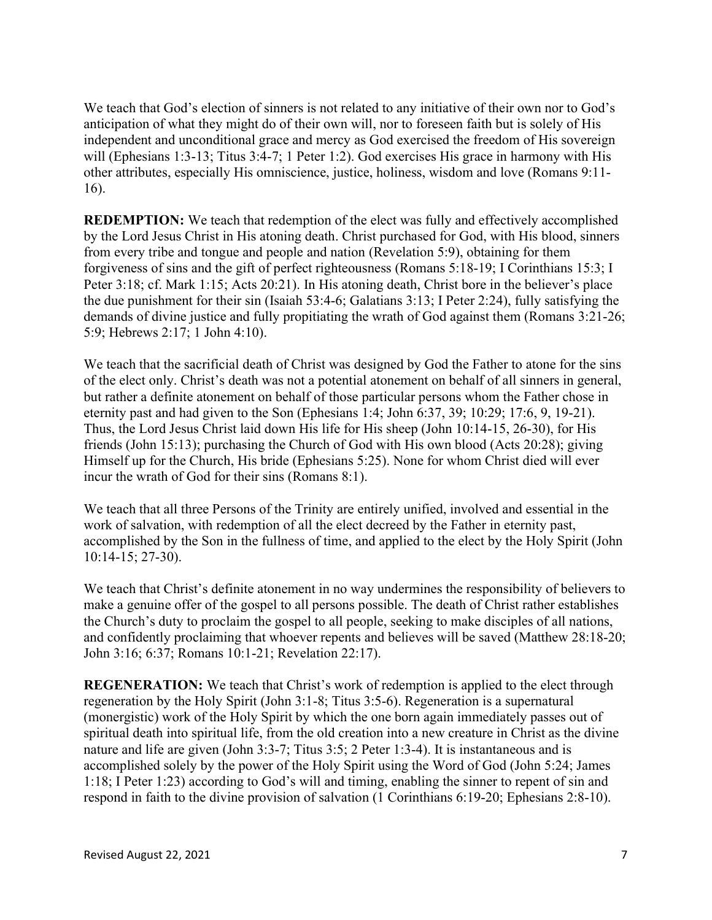We teach that God's election of sinners is not related to any initiative of their own nor to God's anticipation of what they might do of their own will, nor to foreseen faith but is solely of His independent and unconditional grace and mercy as God exercised the freedom of His sovereign will (Ephesians 1:3-13; Titus 3:4-7; 1 Peter 1:2). God exercises His grace in harmony with His other attributes, especially His omniscience, justice, holiness, wisdom and love (Romans 9:11-16).

**REDEMPTION:** We teach that redemption of the elect was fully and effectively accomplished by the Lord Jesus Christ in His atoning death. Christ purchased for God, with His blood, sinners from every tribe and tongue and people and nation (Revelation 5:9), obtaining for them forgiveness of sins and the gift of perfect righteousness (Romans 5:18-19; I Corinthians 15:3; I Peter 3:18; cf. Mark 1:15; Acts 20:21). In His atoning death, Christ bore in the believer's place the due punishment for their sin (Isaiah 53:4-6; Galatians 3:13; I Peter 2:24), fully satisfying the demands of divine justice and fully propitiating the wrath of God against them (Romans 3:21-26; 5:9; Hebrews 2:17; 1 John 4:10).

We teach that the sacrificial death of Christ was designed by God the Father to atone for the sins of the elect only. Christ's death was not a potential atonement on behalf of all sinners in general, but rather a definite atonement on behalf of those particular persons whom the Father chose in eternity past and had given to the Son (Ephesians 1:4; John 6:37, 39; 10:29; 17:6, 9, 19-21). Thus, the Lord Jesus Christ laid down His life for His sheep (John 10:14-15, 26-30), for His friends (John 15:13); purchasing the Church of God with His own blood (Acts 20:28); giving Himself up for the Church, His bride (Ephesians 5:25). None for whom Christ died will ever incur the wrath of God for their sins (Romans 8:1).

We teach that all three Persons of the Trinity are entirely unified, involved and essential in the work of salvation, with redemption of all the elect decreed by the Father in eternity past, accomplished by the Son in the fullness of time, and applied to the elect by the Holy Spirit (John 10:14-15; 27-30).

We teach that Christ's definite atonement in no way undermines the responsibility of believers to make a genuine offer of the gospel to all persons possible. The death of Christ rather establishes the Church's duty to proclaim the gospel to all people, seeking to make disciples of all nations, and confidently proclaiming that whoever repents and believes will be saved (Matthew 28:18-20; John 3:16; 6:37; Romans 10:1-21; Revelation 22:17).

**REGENERATION:** We teach that Christ's work of redemption is applied to the elect through regeneration by the Holy Spirit (John 3:1-8; Titus 3:5-6). Regeneration is a supernatural (monergistic) work of the Holy Spirit by which the one born again immediately passes out of spiritual death into spiritual life, from the old creation into a new creature in Christ as the divine nature and life are given (John 3:3-7; Titus 3:5; 2 Peter 1:3-4). It is instantaneous and is accomplished solely by the power of the Holy Spirit using the Word of God (John 5:24; James 1:18; I Peter 1:23) according to God's will and timing, enabling the sinner to repent of sin and respond in faith to the divine provision of salvation (1 Corinthians 6:19-20; Ephesians 2:8-10).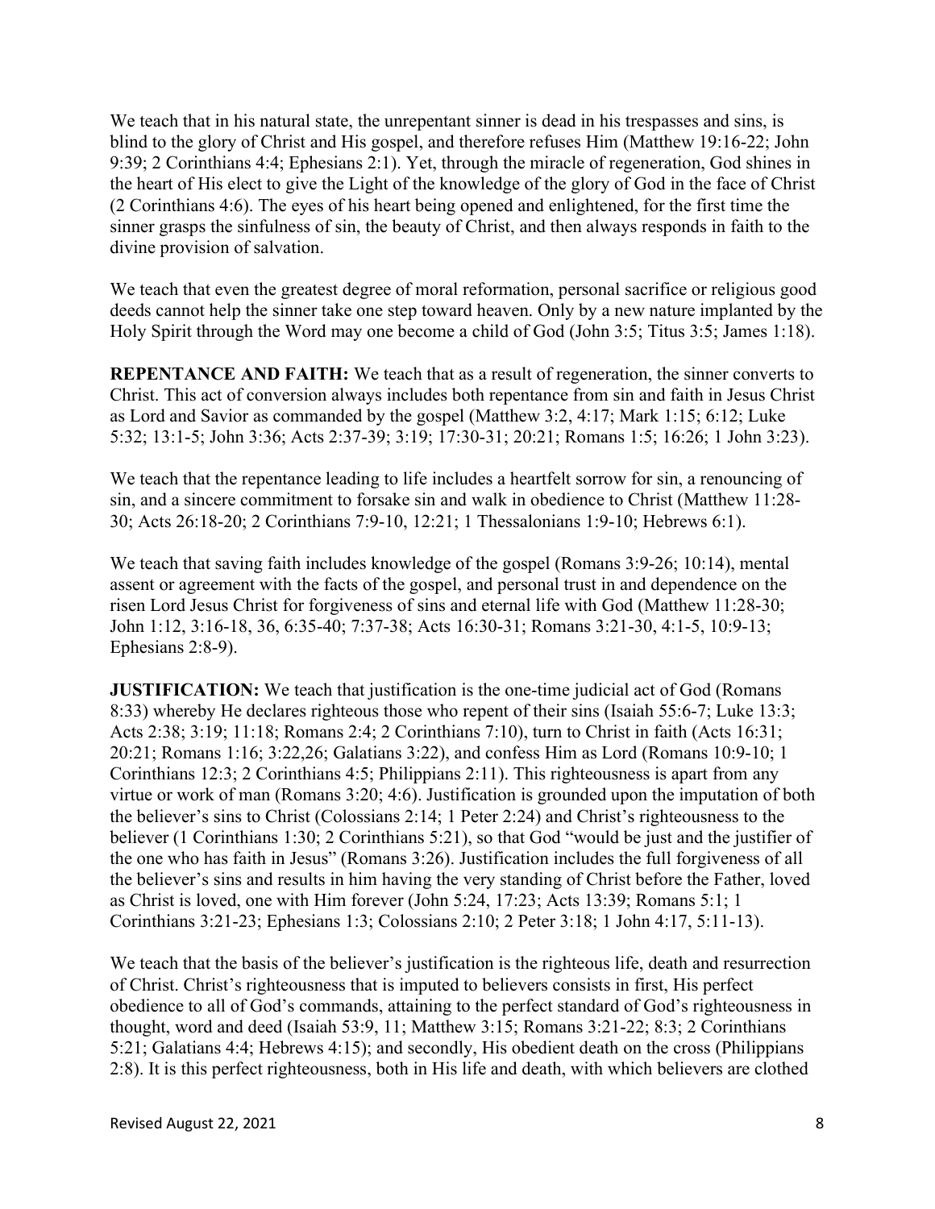We teach that in his natural state, the unrepentant sinner is dead in his trespasses and sins, is blind to the glory of Christ and His gospel, and therefore refuses Him (Matthew 19:16-22; John 9:39; 2 Corinthians 4:4; Ephesians 2:1). Yet, through the miracle of regeneration, God shines in the heart of His elect to give the Light of the knowledge of the glory of God in the face of Christ (2 Corinthians 4:6). The eyes of his heart being opened and enlightened, for the first time the sinner grasps the sinfulness of sin, the beauty of Christ, and then always responds in faith to the divine provision of salvation.

We teach that even the greatest degree of moral reformation, personal sacrifice or religious good deeds cannot help the sinner take one step toward heaven. Only by a new nature implanted by the Holy Spirit through the Word may one become a child of God (John 3:5; Titus 3:5; James 1:18).

**REPENTANCE AND FAITH:** We teach that as a result of regeneration, the sinner converts to Christ. This act of conversion always includes both repentance from sin and faith in Jesus Christ as Lord and Savior as commanded by the gospel (Matthew 3:2, 4:17; Mark 1:15; 6:12; Luke 5:32; 13:1-5; John 3:36; Acts 2:37-39; 3:19; 17:30-31; 20:21; Romans 1:5; 16:26; 1 John 3:23).

We teach that the repentance leading to life includes a heartfelt sorrow for sin, a renouncing of sin, and a sincere commitment to forsake sin and walk in obedience to Christ (Matthew 11:28-30; Acts 26:18-20; 2 Corinthians 7:9-10, 12:21; 1 Thessalonians 1:9-10; Hebrews 6:1).

We teach that saving faith includes knowledge of the gospel (Romans 3:9-26; 10:14), mental assent or agreement with the facts of the gospel, and personal trust in and dependence on the risen Lord Jesus Christ for forgiveness of sins and eternal life with God (Matthew 11:28-30; John 1:12, 3:16-18, 36, 6:35-40; 7:37-38; Acts 16:30-31; Romans 3:21-30, 4:1-5, 10:9-13; Ephesians 2:8-9).

**JUSTIFICATION:** We teach that justification is the one-time judicial act of God (Romans 8:33) whereby He declares righteous those who repent of their sins (Isaiah 55:6-7; Luke 13:3; Acts 2:38; 3:19; 11:18; Romans 2:4; 2 Corinthians 7:10), turn to Christ in faith (Acts 16:31; 20:21; Romans 1:16; 3:22,26; Galatians 3:22), and confess Him as Lord (Romans 10:9-10; 1 Corinthians 12:3; 2 Corinthians 4:5; Philippians 2:11). This righteousness is apart from any virtue or work of man (Romans 3:20; 4:6). Justification is grounded upon the imputation of both the believer's sins to Christ (Colossians 2:14; 1 Peter 2:24) and Christ's righteousness to the believer (1 Corinthians 1:30; 2 Corinthians 5:21), so that God "would be just and the justifier of the one who has faith in Jesus" (Romans 3:26). Justification includes the full forgiveness of all the believer's sins and results in him having the very standing of Christ before the Father, loved as Christ is loved, one with Him forever (John 5:24, 17:23; Acts 13:39; Romans 5:1; 1 Corinthians 3:21-23; Ephesians 1:3; Colossians 2:10; 2 Peter 3:18; 1 John 4:17, 5:11-13).

We teach that the basis of the believer's justification is the righteous life, death and resurrection of Christ. Christ's righteousness that is imputed to believers consists in first, His perfect obedience to all of God's commands, attaining to the perfect standard of God's righteousness in thought, word and deed (Isaiah 53:9, 11; Matthew 3:15; Romans 3:21-22; 8:3; 2 Corinthians 5:21; Galatians 4:4; Hebrews 4:15); and secondly, His obedient death on the cross (Philippians 2:8). It is this perfect righteousness, both in His life and death, with which believers are clothed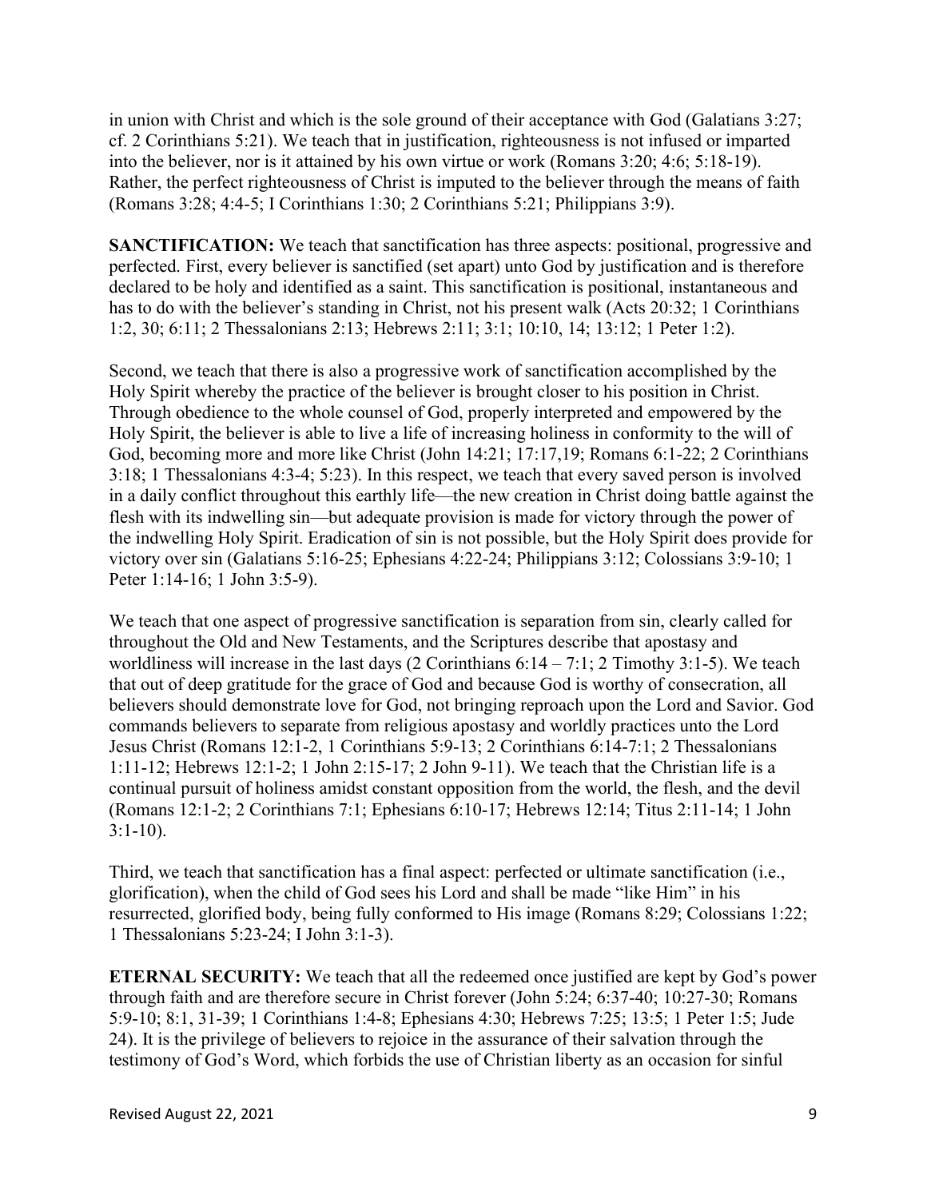in union with Christ and which is the sole ground of their acceptance with God (Galatians 3:27; cf. 2 Corinthians 5:21). We teach that in justification, righteousness is not infused or imparted into the believer, nor is it attained by his own virtue or work (Romans 3:20; 4:6; 5:18-19). Rather, the perfect righteousness of Christ is imputed to the believer through the means of faith (Romans 3:28; 4:4-5; I Corinthians 1:30; 2 Corinthians 5:21; Philippians 3:9).

**SANCTIFICATION:** We teach that sanctification has three aspects: positional, progressive and perfected. First, every believer is sanctified (set apart) unto God by justification and is therefore declared to be holy and identified as a saint. This sanctification is positional, instantaneous and has to do with the believer's standing in Christ, not his present walk (Acts 20:32; 1 Corinthians 1:2, 30; 6:11; 2 Thessalonians 2:13; Hebrews 2:11; 3:1; 10:10, 14; 13:12; 1 Peter 1:2).

Second, we teach that there is also a progressive work of sanctification accomplished by the Holy Spirit whereby the practice of the believer is brought closer to his position in Christ. Through obedience to the whole counsel of God, properly interpreted and empowered by the Holy Spirit, the believer is able to live a life of increasing holiness in conformity to the will of God, becoming more and more like Christ (John 14:21; 17:17,19; Romans 6:1-22; 2 Corinthians 3:18; 1 Thessalonians 4:3-4; 5:23). In this respect, we teach that every saved person is involved in a daily conflict throughout this earthly life—the new creation in Christ doing battle against the flesh with its indwelling sin—but adequate provision is made for victory through the power of the indwelling Holy Spirit. Eradication of sin is not possible, but the Holy Spirit does provide for victory over sin (Galatians 5:16-25; Ephesians 4:22-24; Philippians 3:12; Colossians 3:9-10; 1 Peter 1:14-16; 1 John 3:5-9).

We teach that one aspect of progressive sanctification is separation from sin, clearly called for throughout the Old and New Testaments, and the Scriptures describe that apostasy and worldliness will increase in the last days (2 Corinthians 6:14 – 7:1; 2 Timothy 3:1-5). We teach that out of deep gratitude for the grace of God and because God is worthy of consecration, all believers should demonstrate love for God, not bringing reproach upon the Lord and Savior. God commands believers to separate from religious apostasy and worldly practices unto the Lord Jesus Christ (Romans 12:1-2, 1 Corinthians 5:9-13; 2 Corinthians 6:14-7:1; 2 Thessalonians 1:11-12; Hebrews 12:1-2; 1 John 2:15-17; 2 John 9-11). We teach that the Christian life is a continual pursuit of holiness amidst constant opposition from the world, the flesh, and the devil (Romans 12:1-2; 2 Corinthians 7:1; Ephesians 6:10-17; Hebrews 12:14; Titus 2:11-14; 1 John 3:1-10).

Third, we teach that sanctification has a final aspect: perfected or ultimate sanctification (i.e., glorification), when the child of God sees his Lord and shall be made "like Him" in his resurrected, glorified body, being fully conformed to His image (Romans 8:29; Colossians 1:22; 1 Thessalonians 5:23-24; I John 3:1-3).

**ETERNAL SECURITY:** We teach that all the redeemed once justified are kept by God's power through faith and are therefore secure in Christ forever (John 5:24; 6:37-40; 10:27-30; Romans 5:9-10; 8:1, 31-39; 1 Corinthians 1:4-8; Ephesians 4:30; Hebrews 7:25; 13:5; 1 Peter 1:5; Jude 24). It is the privilege of believers to rejoice in the assurance of their salvation through the testimony of God's Word, which forbids the use of Christian liberty as an occasion for sinful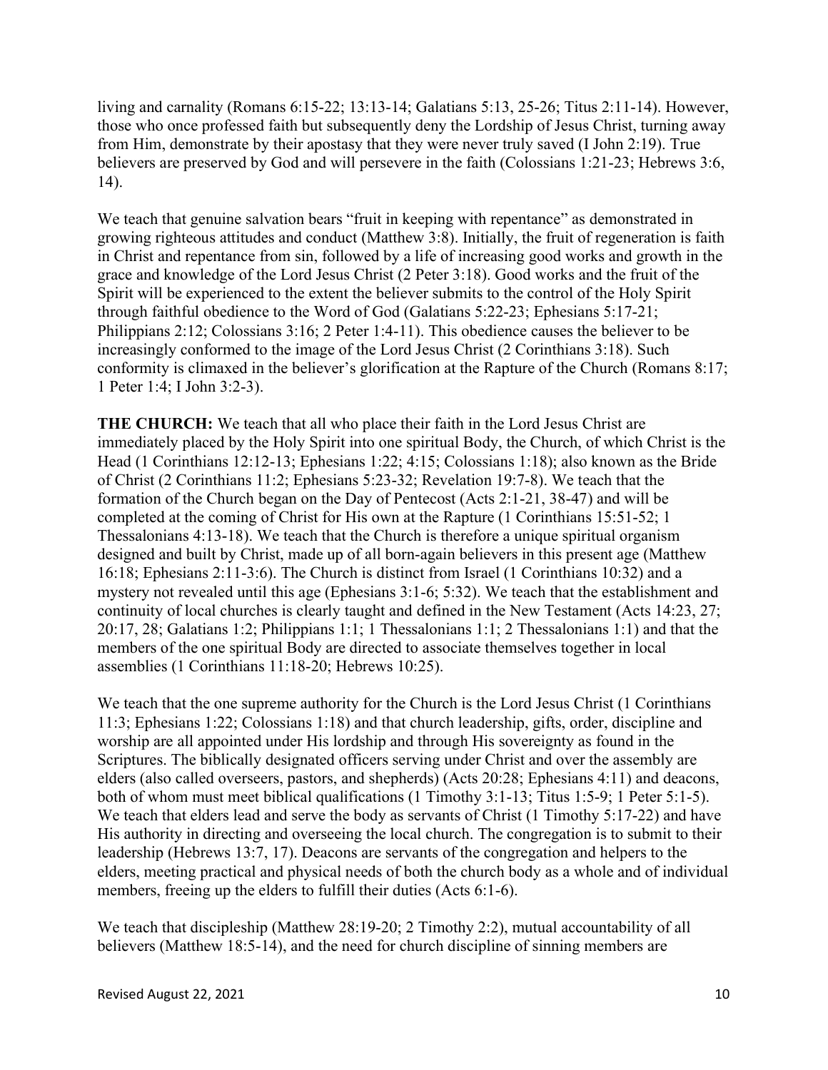living and carnality (Romans 6:15-22; 13:13-14; Galatians 5:13, 25-26; Titus 2:11-14). However, those who once professed faith but subsequently deny the Lordship of Jesus Christ, turning away from Him, demonstrate by their apostasy that they were never truly saved (I John 2:19). True believers are preserved by God and will persevere in the faith (Colossians 1:21-23; Hebrews 3:6, 14).

We teach that genuine salvation bears "fruit in keeping with repentance" as demonstrated in growing righteous attitudes and conduct (Matthew 3:8). Initially, the fruit of regeneration is faith in Christ and repentance from sin, followed by a life of increasing good works and growth in the grace and knowledge of the Lord Jesus Christ (2 Peter 3:18). Good works and the fruit of the Spirit will be experienced to the extent the believer submits to the control of the Holy Spirit through faithful obedience to the Word of God (Galatians 5:22-23; Ephesians 5:17-21; Philippians 2:12; Colossians 3:16; 2 Peter 1:4-11). This obedience causes the believer to be increasingly conformed to the image of the Lord Jesus Christ (2 Corinthians 3:18). Such conformity is climaxed in the believer's glorification at the Rapture of the Church (Romans 8:17; 1 Peter 1:4; I John 3:2-3).

**THE CHURCH:** We teach that all who place their faith in the Lord Jesus Christ are immediately placed by the Holy Spirit into one spiritual Body, the Church, of which Christ is the Head (1 Corinthians 12:12-13; Ephesians 1:22; 4:15; Colossians 1:18); also known as the Bride of Christ (2 Corinthians 11:2; Ephesians 5:23-32; Revelation 19:7-8). We teach that the formation of the Church began on the Day of Pentecost (Acts 2:1-21, 38-47) and will be completed at the coming of Christ for His own at the Rapture (1 Corinthians 15:51-52; 1 Thessalonians 4:13-18). We teach that the Church is therefore a unique spiritual organism designed and built by Christ, made up of all born-again believers in this present age (Matthew 16:18; Ephesians 2:11-3:6). The Church is distinct from Israel (1 Corinthians 10:32) and a mystery not revealed until this age (Ephesians 3:1-6; 5:32). We teach that the establishment and continuity of local churches is clearly taught and defined in the New Testament (Acts 14:23, 27; 20:17, 28; Galatians 1:2; Philippians 1:1; 1 Thessalonians 1:1; 2 Thessalonians 1:1) and that the members of the one spiritual Body are directed to associate themselves together in local assemblies (1 Corinthians 11:18-20; Hebrews 10:25).

We teach that the one supreme authority for the Church is the Lord Jesus Christ (1 Corinthians 11:3; Ephesians 1:22; Colossians 1:18) and that church leadership, gifts, order, discipline and worship are all appointed under His lordship and through His sovereignty as found in the Scriptures. The biblically designated officers serving under Christ and over the assembly are elders (also called overseers, pastors, and shepherds) (Acts 20:28; Ephesians 4:11) and deacons, both of whom must meet biblical qualifications (1 Timothy 3:1-13; Titus 1:5-9; 1 Peter 5:1-5). We teach that elders lead and serve the body as servants of Christ (1 Timothy 5:17-22) and have His authority in directing and overseeing the local church. The congregation is to submit to their leadership (Hebrews 13:7, 17). Deacons are servants of the congregation and helpers to the elders, meeting practical and physical needs of both the church body as a whole and of individual members, freeing up the elders to fulfill their duties (Acts 6:1-6).

We teach that discipleship (Matthew 28:19-20; 2 Timothy 2:2), mutual accountability of all believers (Matthew 18:5-14), and the need for church discipline of sinning members are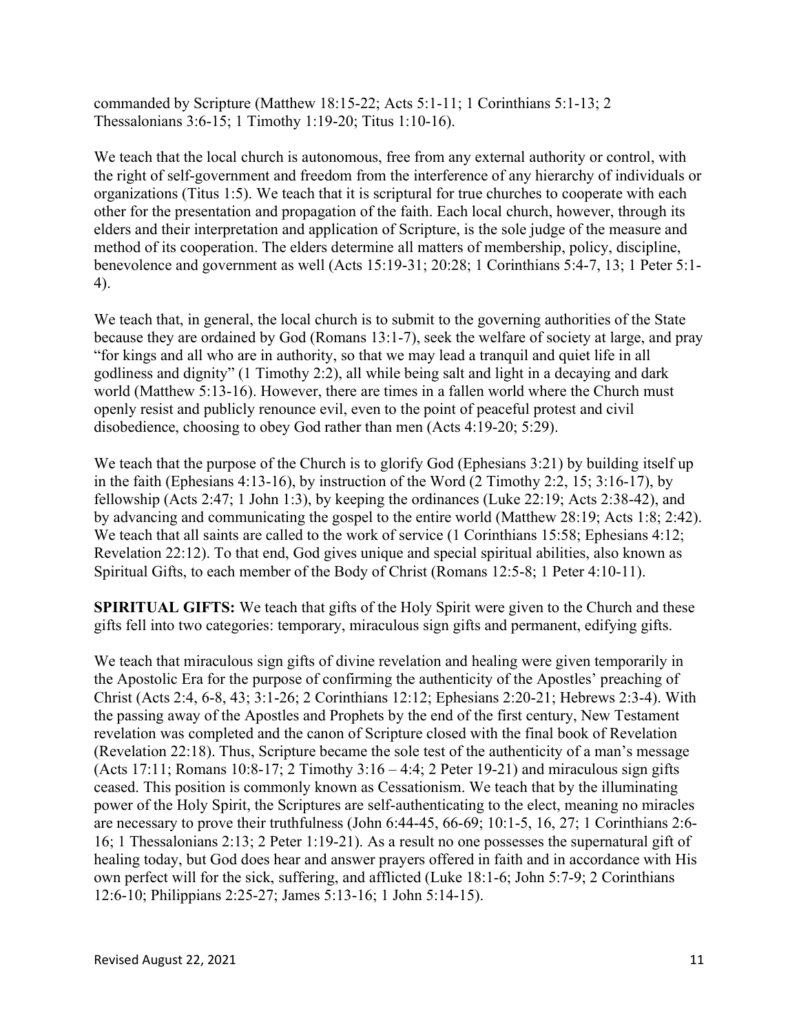commanded by Scripture (Matthew 18:15-22; Acts 5:1-11; 1 Corinthians 5:1-13; 2 Thessalonians 3:6-15; 1 Timothy 1:19-20; Titus 1:10-16).

We teach that the local church is autonomous, free from any external authority or control, with the right of self-government and freedom from the interference of any hierarchy of individuals or organizations (Titus 1:5). We teach that it is scriptural for true churches to cooperate with each other for the presentation and propagation of the faith. Each local church, however, through its elders and their interpretation and application of Scripture, is the sole judge of the measure and method of its cooperation. The elders determine all matters of membership, policy, discipline, benevolence and government as well (Acts 15:19-31; 20:28; 1 Corinthians 5:4-7, 13; 1 Peter 5:1-4).

We teach that, in general, the local church is to submit to the governing authorities of the State because they are ordained by God (Romans 13:1-7), seek the welfare of society at large, and pray "for kings and all who are in authority, so that we may lead a tranquil and quiet life in all godliness and dignity" (1 Timothy 2:2), all while being salt and light in a decaying and dark world (Matthew 5:13-16). However, there are times in a fallen world where the Church must openly resist and publicly renounce evil, even to the point of peaceful protest and civil disobedience, choosing to obey God rather than men (Acts 4:19-20; 5:29).

We teach that the purpose of the Church is to glorify God (Ephesians 3:21) by building itself up in the faith (Ephesians 4:13-16), by instruction of the Word (2 Timothy 2:2, 15; 3:16-17), by fellowship (Acts 2:47; 1 John 1:3), by keeping the ordinances (Luke 22:19; Acts 2:38-42), and by advancing and communicating the gospel to the entire world (Matthew 28:19; Acts 1:8; 2:42). We teach that all saints are called to the work of service (1 Corinthians 15:58; Ephesians 4:12; Revelation 22:12). To that end, God gives unique and special spiritual abilities, also known as Spiritual Gifts, to each member of the Body of Christ (Romans 12:5-8; 1 Peter 4:10-11).

**SPIRITUAL GIFTS:** We teach that gifts of the Holy Spirit were given to the Church and these gifts fell into two categories: temporary, miraculous sign gifts and permanent, edifying gifts.

We teach that miraculous sign gifts of divine revelation and healing were given temporarily in the Apostolic Era for the purpose of confirming the authenticity of the Apostles' preaching of Christ (Acts 2:4, 6-8, 43; 3:1-26; 2 Corinthians 12:12; Ephesians 2:20-21; Hebrews 2:3-4). With the passing away of the Apostles and Prophets by the end of the first century, New Testament revelation was completed and the canon of Scripture closed with the final book of Revelation (Revelation 22:18). Thus, Scripture became the sole test of the authenticity of a man's message (Acts 17:11; Romans 10:8-17; 2 Timothy 3:16 – 4:4; 2 Peter 19-21) and miraculous sign gifts ceased. This position is commonly known as Cessationism. We teach that by the illuminating power of the Holy Spirit, the Scriptures are self-authenticating to the elect, meaning no miracles are necessary to prove their truthfulness (John 6:44-45, 66-69; 10:1-5, 16, 27; 1 Corinthians 2:6-16; 1 Thessalonians 2:13; 2 Peter 1:19-21). As a result no one possesses the supernatural gift of healing today, but God does hear and answer prayers offered in faith and in accordance with His own perfect will for the sick, suffering, and afflicted (Luke 18:1-6; John 5:7-9; 2 Corinthians 12:6-10; Philippians 2:25-27; James 5:13-16; 1 John 5:14-15).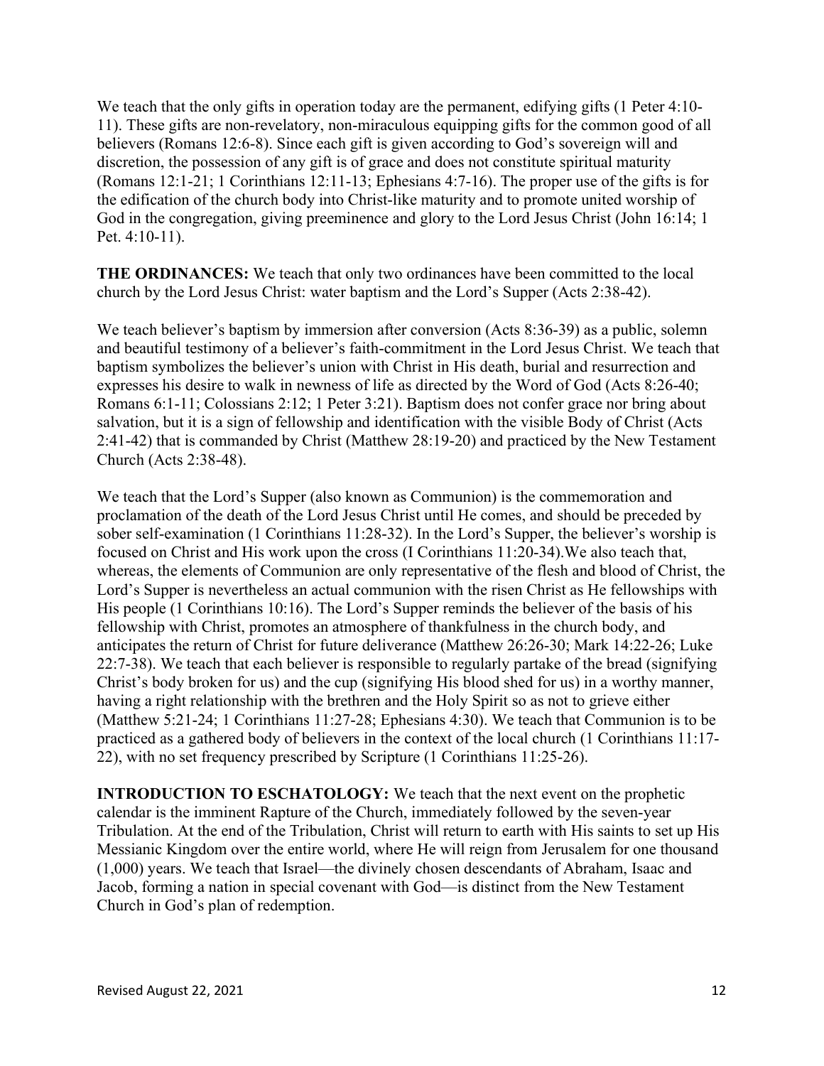We teach that the only gifts in operation today are the permanent, edifying gifts (1 Peter 4:10-11). These gifts are non-revelatory, non-miraculous equipping gifts for the common good of all believers (Romans 12:6-8). Since each gift is given according to God's sovereign will and discretion, the possession of any gift is of grace and does not constitute spiritual maturity (Romans 12:1-21; 1 Corinthians 12:11-13; Ephesians 4:7-16). The proper use of the gifts is for the edification of the church body into Christ-like maturity and to promote united worship of God in the congregation, giving preeminence and glory to the Lord Jesus Christ (John 16:14; 1 Pet. 4:10-11).

**THE ORDINANCES:** We teach that only two ordinances have been committed to the local church by the Lord Jesus Christ: water baptism and the Lord's Supper (Acts 2:38-42).

We teach believer's baptism by immersion after conversion (Acts 8:36-39) as a public, solemn and beautiful testimony of a believer's faith-commitment in the Lord Jesus Christ. We teach that baptism symbolizes the believer's union with Christ in His death, burial and resurrection and expresses his desire to walk in newness of life as directed by the Word of God (Acts 8:26-40; Romans 6:1-11; Colossians 2:12; 1 Peter 3:21). Baptism does not confer grace nor bring about salvation, but it is a sign of fellowship and identification with the visible Body of Christ (Acts 2:41-42) that is commanded by Christ (Matthew 28:19-20) and practiced by the New Testament Church (Acts 2:38-48).

We teach that the Lord's Supper (also known as Communion) is the commemoration and proclamation of the death of the Lord Jesus Christ until He comes, and should be preceded by sober self-examination (1 Corinthians 11:28-32). In the Lord's Supper, the believer's worship is focused on Christ and His work upon the cross (I Corinthians 11:20-34).We also teach that, whereas, the elements of Communion are only representative of the flesh and blood of Christ, the Lord's Supper is nevertheless an actual communion with the risen Christ as He fellowships with His people (1 Corinthians 10:16). The Lord's Supper reminds the believer of the basis of his fellowship with Christ, promotes an atmosphere of thankfulness in the church body, and anticipates the return of Christ for future deliverance (Matthew 26:26-30; Mark 14:22-26; Luke 22:7-38). We teach that each believer is responsible to regularly partake of the bread (signifying Christ's body broken for us) and the cup (signifying His blood shed for us) in a worthy manner, having a right relationship with the brethren and the Holy Spirit so as not to grieve either (Matthew 5:21-24; 1 Corinthians 11:27-28; Ephesians 4:30). We teach that Communion is to be practiced as a gathered body of believers in the context of the local church (1 Corinthians 11:17-22), with no set frequency prescribed by Scripture (1 Corinthians 11:25-26).

**INTRODUCTION TO ESCHATOLOGY:** We teach that the next event on the prophetic calendar is the imminent Rapture of the Church, immediately followed by the seven-year Tribulation. At the end of the Tribulation, Christ will return to earth with His saints to set up His Messianic Kingdom over the entire world, where He will reign from Jerusalem for one thousand (1,000) years. We teach that Israel—the divinely chosen descendants of Abraham, Isaac and Jacob, forming a nation in special covenant with God—is distinct from the New Testament Church in God's plan of redemption.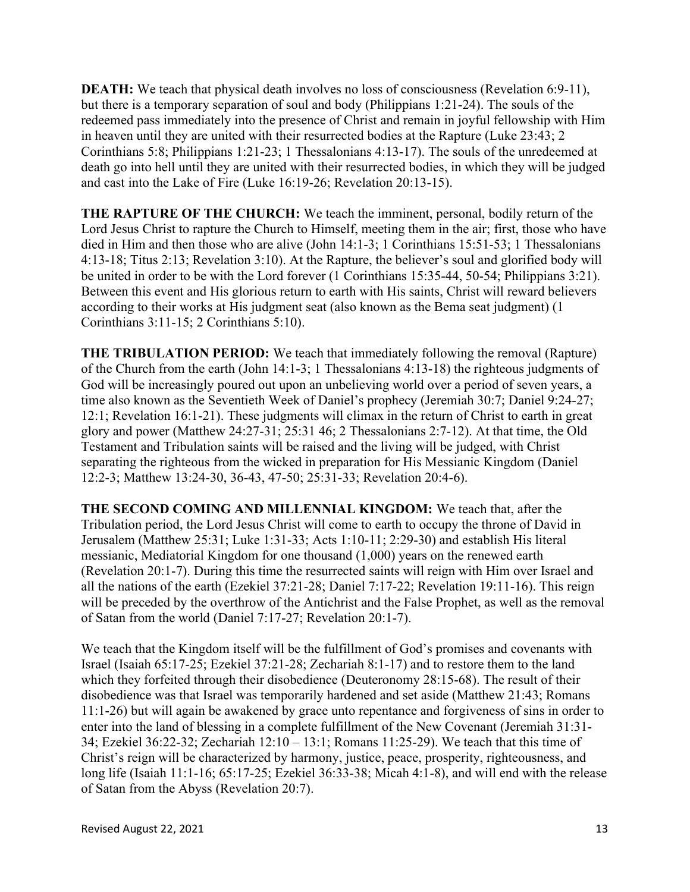**DEATH:** We teach that physical death involves no loss of consciousness (Revelation 6:9-11), but there is a temporary separation of soul and body (Philippians 1:21-24). The souls of the redeemed pass immediately into the presence of Christ and remain in joyful fellowship with Him in heaven until they are united with their resurrected bodies at the Rapture (Luke 23:43; 2 Corinthians 5:8; Philippians 1:21-23; 1 Thessalonians 4:13-17). The souls of the unredeemed at death go into hell until they are united with their resurrected bodies, in which they will be judged and cast into the Lake of Fire (Luke 16:19-26; Revelation 20:13-15).

**THE RAPTURE OF THE CHURCH:** We teach the imminent, personal, bodily return of the Lord Jesus Christ to rapture the Church to Himself, meeting them in the air; first, those who have died in Him and then those who are alive (John 14:1-3; 1 Corinthians 15:51-53; 1 Thessalonians 4:13-18; Titus 2:13; Revelation 3:10). At the Rapture, the believer's soul and glorified body will be united in order to be with the Lord forever (1 Corinthians 15:35-44, 50-54; Philippians 3:21). Between this event and His glorious return to earth with His saints, Christ will reward believers according to their works at His judgment seat (also known as the Bema seat judgment) (1 Corinthians 3:11-15; 2 Corinthians 5:10).

**THE TRIBULATION PERIOD:** We teach that immediately following the removal (Rapture) of the Church from the earth (John 14:1-3; 1 Thessalonians 4:13-18) the righteous judgments of God will be increasingly poured out upon an unbelieving world over a period of seven years, a time also known as the Seventieth Week of Daniel's prophecy (Jeremiah 30:7; Daniel 9:24-27; 12:1; Revelation 16:1-21). These judgments will climax in the return of Christ to earth in great glory and power (Matthew 24:27-31; 25:31 46; 2 Thessalonians 2:7-12). At that time, the Old Testament and Tribulation saints will be raised and the living will be judged, with Christ separating the righteous from the wicked in preparation for His Messianic Kingdom (Daniel 12:2-3; Matthew 13:24-30, 36-43, 47-50; 25:31-33; Revelation 20:4-6).

**THE SECOND COMING AND MILLENNIAL KINGDOM:** We teach that, after the Tribulation period, the Lord Jesus Christ will come to earth to occupy the throne of David in Jerusalem (Matthew 25:31; Luke 1:31-33; Acts 1:10-11; 2:29-30) and establish His literal messianic, Mediatorial Kingdom for one thousand (1,000) years on the renewed earth (Revelation 20:1-7). During this time the resurrected saints will reign with Him over Israel and all the nations of the earth (Ezekiel 37:21-28; Daniel 7:17-22; Revelation 19:11-16). This reign will be preceded by the overthrow of the Antichrist and the False Prophet, as well as the removal of Satan from the world (Daniel 7:17-27; Revelation 20:1-7).

We teach that the Kingdom itself will be the fulfillment of God's promises and covenants with Israel (Isaiah 65:17-25; Ezekiel 37:21-28; Zechariah 8:1-17) and to restore them to the land which they forfeited through their disobedience (Deuteronomy 28:15-68). The result of their disobedience was that Israel was temporarily hardened and set aside (Matthew 21:43; Romans 11:1-26) but will again be awakened by grace unto repentance and forgiveness of sins in order to enter into the land of blessing in a complete fulfillment of the New Covenant (Jeremiah 31:31-34; Ezekiel 36:22-32; Zechariah 12:10 – 13:1; Romans 11:25-29). We teach that this time of Christ's reign will be characterized by harmony, justice, peace, prosperity, righteousness, and long life (Isaiah 11:1-16; 65:17-25; Ezekiel 36:33-38; Micah 4:1-8), and will end with the release of Satan from the Abyss (Revelation 20:7).

Revised August 22, 2021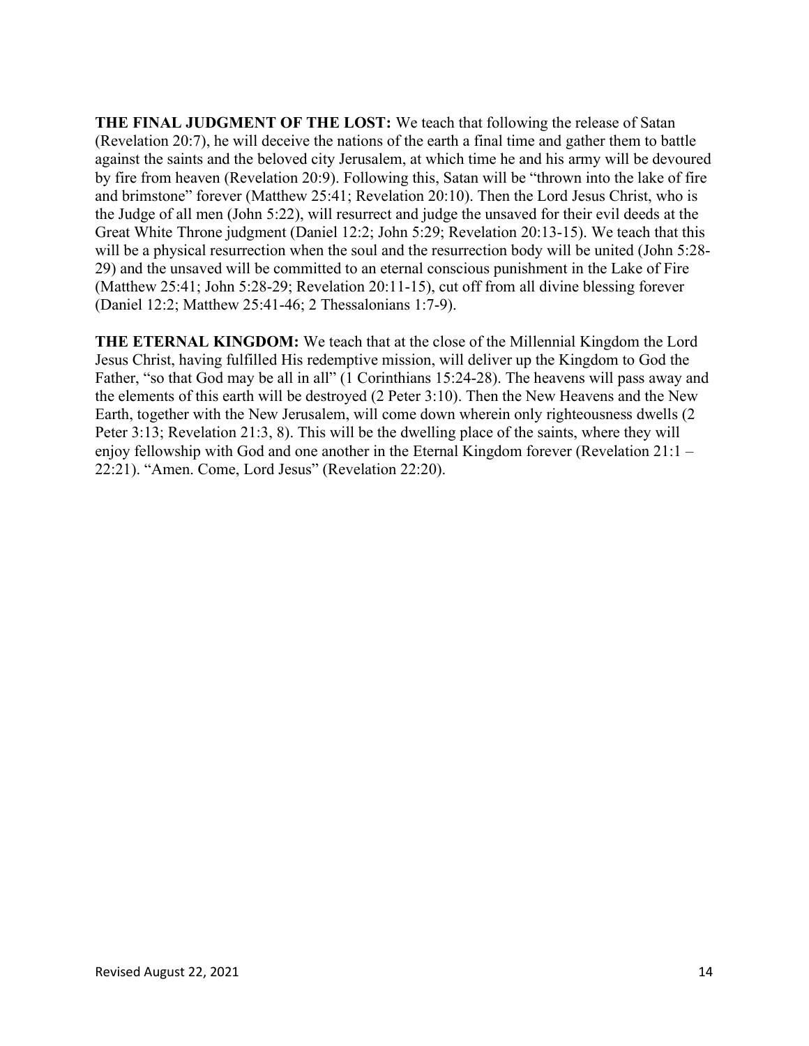**THE FINAL JUDGMENT OF THE LOST:** We teach that following the release of Satan (Revelation 20:7), he will deceive the nations of the earth a final time and gather them to battle against the saints and the beloved city Jerusalem, at which time he and his army will be devoured by fire from heaven (Revelation 20:9). Following this, Satan will be "thrown into the lake of fire and brimstone" forever (Matthew 25:41; Revelation 20:10). Then the Lord Jesus Christ, who is the Judge of all men (John 5:22), will resurrect and judge the unsaved for their evil deeds at the Great White Throne judgment (Daniel 12:2; John 5:29; Revelation 20:13-15). We teach that this will be a physical resurrection when the soul and the resurrection body will be united (John 5:28-29) and the unsaved will be committed to an eternal conscious punishment in the Lake of Fire (Matthew 25:41; John 5:28-29; Revelation 20:11-15), cut off from all divine blessing forever (Daniel 12:2; Matthew 25:41-46; 2 Thessalonians 1:7-9).

**THE ETERNAL KINGDOM:** We teach that at the close of the Millennial Kingdom the Lord Jesus Christ, having fulfilled His redemptive mission, will deliver up the Kingdom to God the Father, "so that God may be all in all" (1 Corinthians 15:24-28). The heavens will pass away and the elements of this earth will be destroyed (2 Peter 3:10). Then the New Heavens and the New Earth, together with the New Jerusalem, will come down wherein only righteousness dwells (2 Peter 3:13; Revelation 21:3, 8). This will be the dwelling place of the saints, where they will enjoy fellowship with God and one another in the Eternal Kingdom forever (Revelation 21:1 – 22:21). "Amen. Come, Lord Jesus" (Revelation 22:20).

Revised August 22, 2021